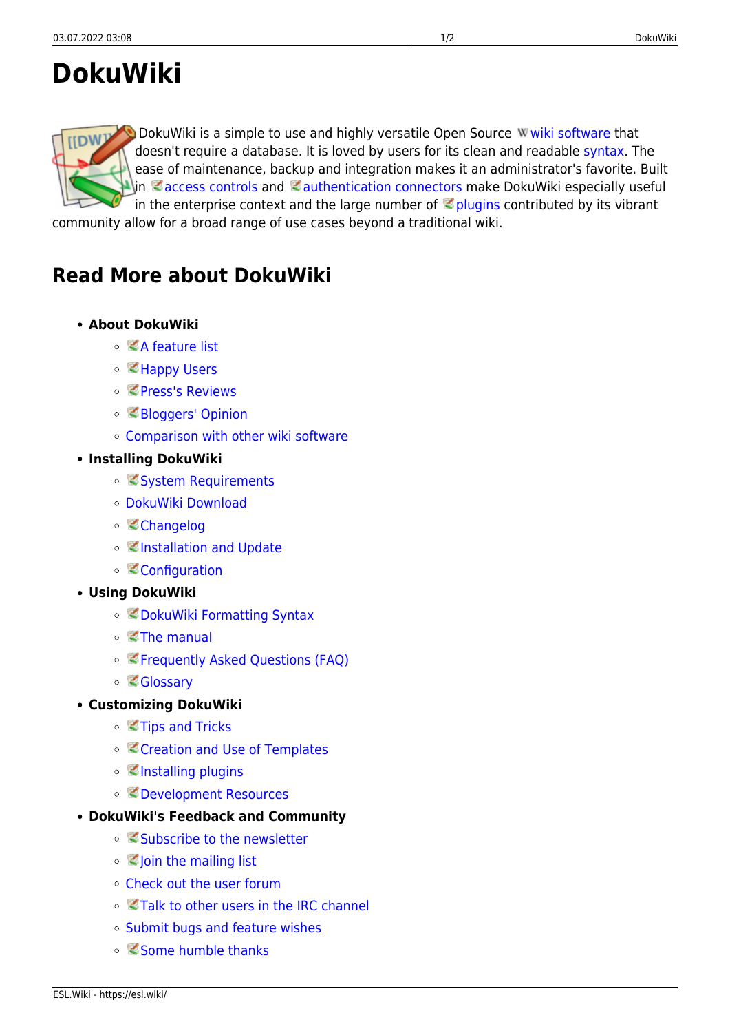# DokuWiki

DokuWiki is a simple to use and highly versatile Open Source wiki software that doesn't require a database. It is loved by users for its clean and readable syntax. The ease of maintenance, backup and integration makes it an administrator's favorite. Built in access controls and authentication connectors make DokuWiki especially useful in the enterprise context and the large number of plugins contributed by its vibrant community allow for a broad range of use cases beyond a traditional wiki.

## Read More about DokuWiki

- **About DokuWiki**
  - A feature list
  - Happy Users
  - Press's Reviews
  - Bloggers' Opinion
  - Comparison with other wiki software
- **Installing DokuWiki**
  - System Requirements
  - DokuWiki Download
  - Changelog
  - Installation and Update
  - Configuration
- **Using DokuWiki**
  - DokuWiki Formatting Syntax
  - The manual
  - Frequently Asked Questions (FAQ)
  - Glossary
- **Customizing DokuWiki**
  - Tips and Tricks
  - Creation and Use of Templates
  - Installing plugins
  - Development Resources
- **DokuWiki's Feedback and Community**
  - Subscribe to the newsletter
  - Join the mailing list
  - Check out the user forum
  - Talk to other users in the IRC channel
  - Submit bugs and feature wishes
  - Some humble thanks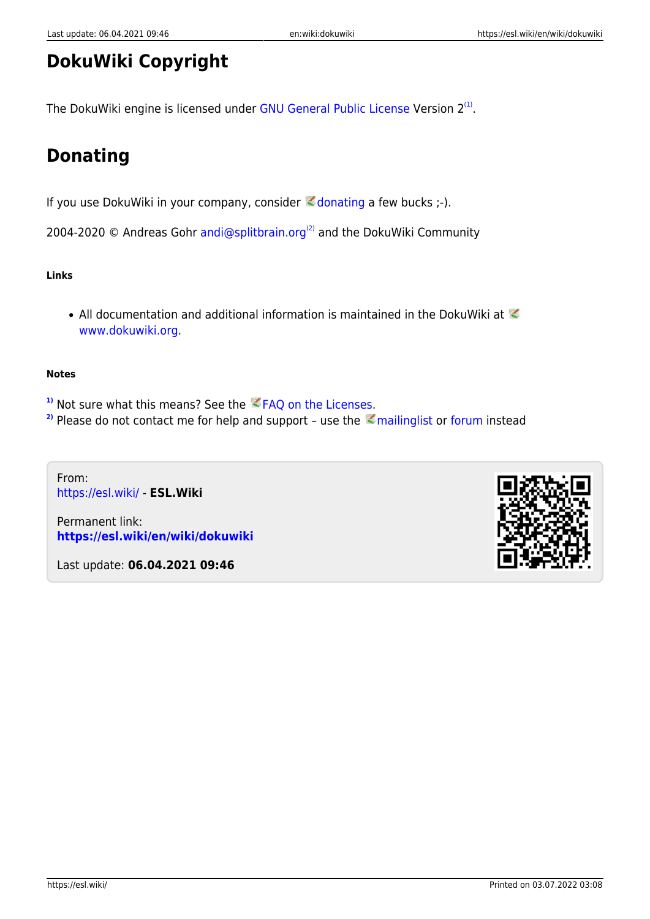# DokuWiki Copyright

The DokuWiki engine is licensed under GNU General Public License Version 2[1].

# Donating

If you use DokuWiki in your company, consider donating a few bucks ;-).

2004-2020 © Andreas Gohr andi@splitbrain.org[2] and the DokuWiki Community

#### Links

- All documentation and additional information is maintained in the DokuWiki at www.dokuwiki.org.

#### Notes

[1] Not sure what this means? See the FAQ on the Licenses.
[2] Please do not contact me for help and support – use the mailinglist or forum instead

From:
https://esl.wiki/ - **ESL.Wiki**

Permanent link:
**https://esl.wiki/en/wiki/dokuwiki**

Last update: **06.04.2021 09:46**